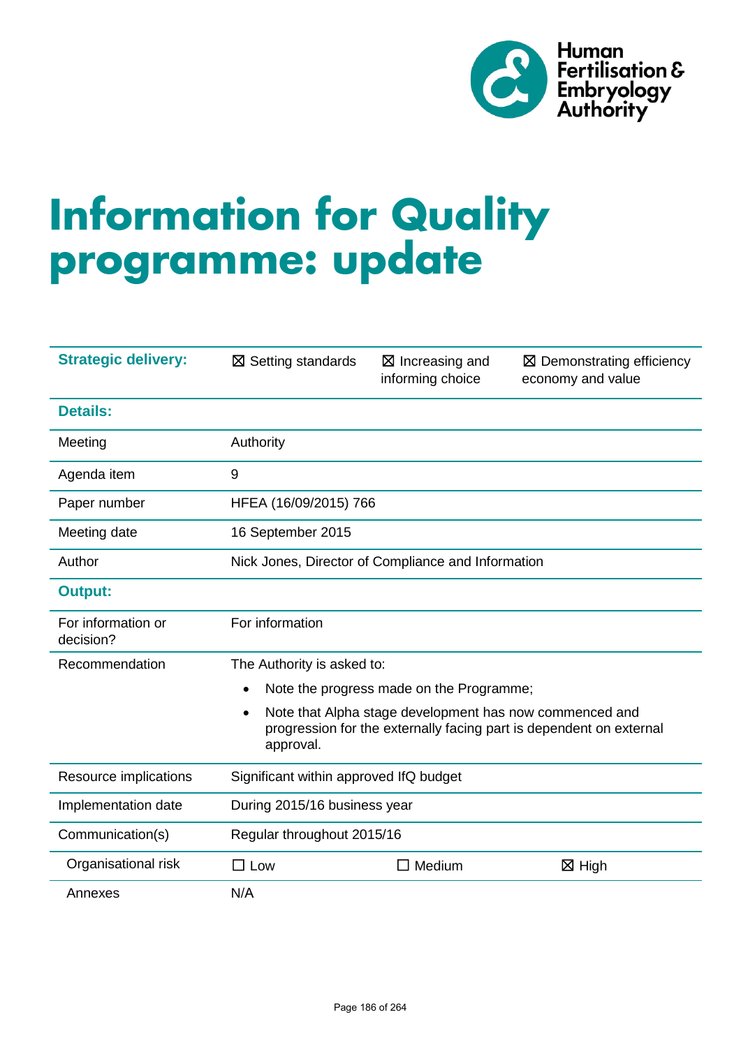Human Fertilisation & Embryology Authority

# Information for Quality programme: update

| | | | |
|---|---|---|---|
| **Strategic delivery:** | ☒ Setting standards | ☒ Increasing and informing choice | ☒ Demonstrating efficiency economy and value |
| **Details:** | | | |
| Meeting | Authority | | |
| Agenda item | 9 | | |
| Paper number | HFEA (16/09/2015) 766 | | |
| Meeting date | 16 September 2015 | | |
| Author | Nick Jones, Director of Compliance and Information | | |
| **Output:** | | | |
| For information or decision? | For information | | |
| Recommendation | The Authority is asked to:<br>• Note the progress made on the Programme;<br>• Note that Alpha stage development has now commenced and progression for the externally facing part is dependent on external approval. | | |
| Resource implications | Significant within approved IfQ budget | | |
| Implementation date | During 2015/16 business year | | |
| Communication(s) | Regular throughout 2015/16 | | |
| Organisational risk | ☐ Low | ☐ Medium | ☒ High |
| Annexes | N/A | | |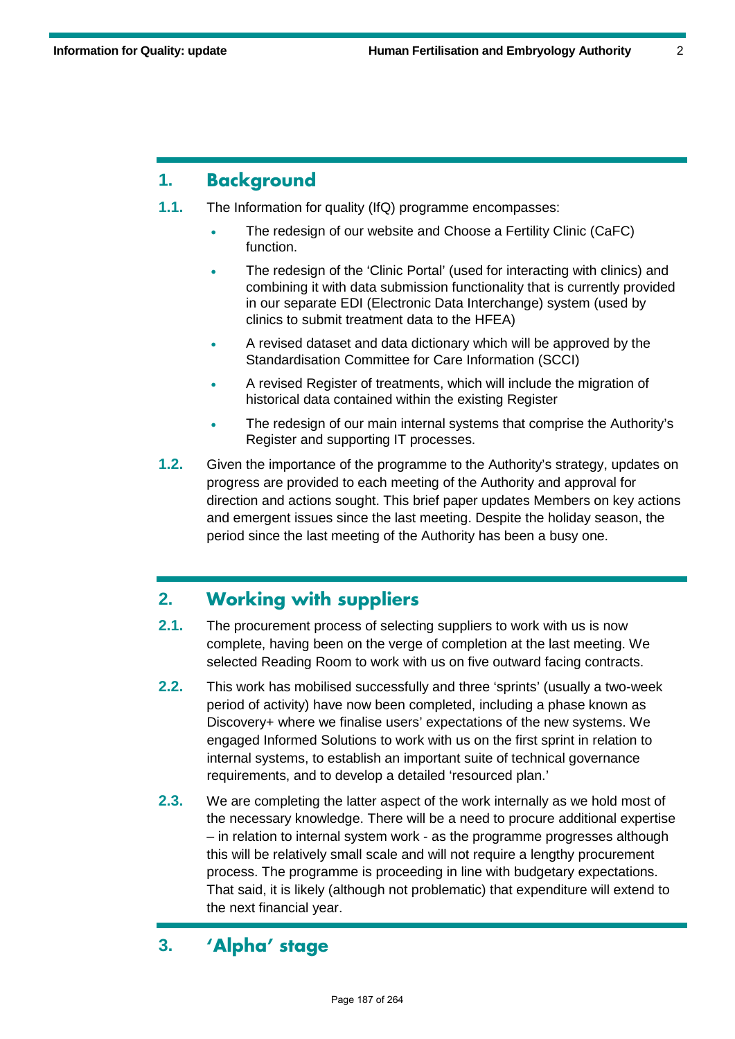## 1. Background

**1.1.** The Information for quality (IfQ) programme encompasses:

- The redesign of our website and Choose a Fertility Clinic (CaFC) function.
- The redesign of the 'Clinic Portal' (used for interacting with clinics) and combining it with data submission functionality that is currently provided in our separate EDI (Electronic Data Interchange) system (used by clinics to submit treatment data to the HFEA)
- A revised dataset and data dictionary which will be approved by the Standardisation Committee for Care Information (SCCI)
- A revised Register of treatments, which will include the migration of historical data contained within the existing Register
- The redesign of our main internal systems that comprise the Authority's Register and supporting IT processes.

**1.2.** Given the importance of the programme to the Authority's strategy, updates on progress are provided to each meeting of the Authority and approval for direction and actions sought. This brief paper updates Members on key actions and emergent issues since the last meeting. Despite the holiday season, the period since the last meeting of the Authority has been a busy one.

## 2. Working with suppliers

**2.1.** The procurement process of selecting suppliers to work with us is now complete, having been on the verge of completion at the last meeting. We selected Reading Room to work with us on five outward facing contracts.

**2.2.** This work has mobilised successfully and three 'sprints' (usually a two-week period of activity) have now been completed, including a phase known as Discovery+ where we finalise users' expectations of the new systems. We engaged Informed Solutions to work with us on the first sprint in relation to internal systems, to establish an important suite of technical governance requirements, and to develop a detailed 'resourced plan.'

**2.3.** We are completing the latter aspect of the work internally as we hold most of the necessary knowledge. There will be a need to procure additional expertise – in relation to internal system work - as the programme progresses although this will be relatively small scale and will not require a lengthy procurement process. The programme is proceeding in line with budgetary expectations. That said, it is likely (although not problematic) that expenditure will extend to the next financial year.

## 3. 'Alpha' stage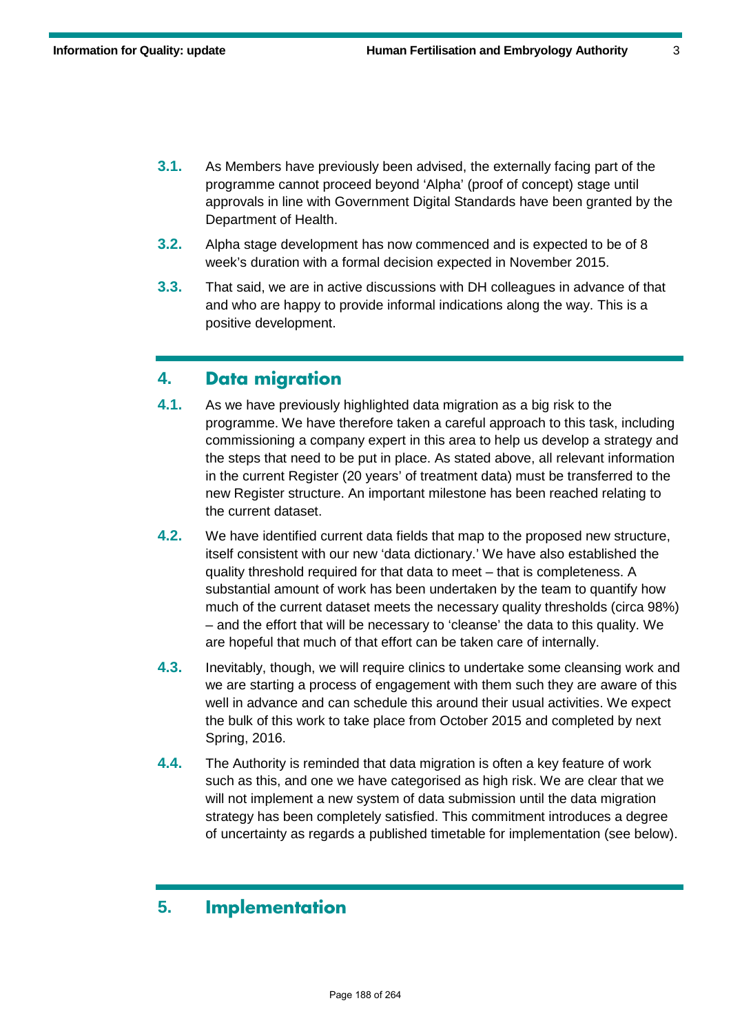**3.1.** As Members have previously been advised, the externally facing part of the programme cannot proceed beyond 'Alpha' (proof of concept) stage until approvals in line with Government Digital Standards have been granted by the Department of Health.

**3.2.** Alpha stage development has now commenced and is expected to be of 8 week's duration with a formal decision expected in November 2015.

**3.3.** That said, we are in active discussions with DH colleagues in advance of that and who are happy to provide informal indications along the way. This is a positive development.

## 4. Data migration

**4.1.** As we have previously highlighted data migration as a big risk to the programme. We have therefore taken a careful approach to this task, including commissioning a company expert in this area to help us develop a strategy and the steps that need to be put in place. As stated above, all relevant information in the current Register (20 years' of treatment data) must be transferred to the new Register structure. An important milestone has been reached relating to the current dataset.

**4.2.** We have identified current data fields that map to the proposed new structure, itself consistent with our new 'data dictionary.' We have also established the quality threshold required for that data to meet – that is completeness. A substantial amount of work has been undertaken by the team to quantify how much of the current dataset meets the necessary quality thresholds (circa 98%) – and the effort that will be necessary to 'cleanse' the data to this quality. We are hopeful that much of that effort can be taken care of internally.

**4.3.** Inevitably, though, we will require clinics to undertake some cleansing work and we are starting a process of engagement with them such they are aware of this well in advance and can schedule this around their usual activities. We expect the bulk of this work to take place from October 2015 and completed by next Spring, 2016.

**4.4.** The Authority is reminded that data migration is often a key feature of work such as this, and one we have categorised as high risk. We are clear that we will not implement a new system of data submission until the data migration strategy has been completely satisfied. This commitment introduces a degree of uncertainty as regards a published timetable for implementation (see below).

## 5. Implementation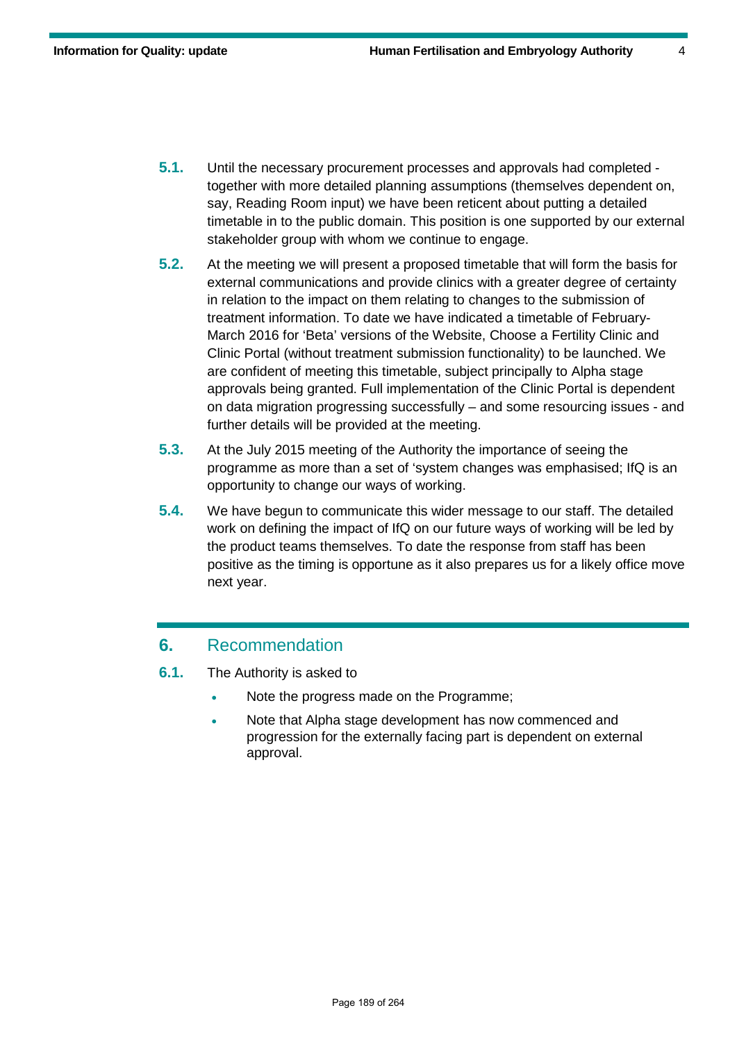**5.1.** Until the necessary procurement processes and approvals had completed - together with more detailed planning assumptions (themselves dependent on, say, Reading Room input) we have been reticent about putting a detailed timetable in to the public domain. This position is one supported by our external stakeholder group with whom we continue to engage.

**5.2.** At the meeting we will present a proposed timetable that will form the basis for external communications and provide clinics with a greater degree of certainty in relation to the impact on them relating to changes to the submission of treatment information. To date we have indicated a timetable of February-March 2016 for 'Beta' versions of the Website, Choose a Fertility Clinic and Clinic Portal (without treatment submission functionality) to be launched. We are confident of meeting this timetable, subject principally to Alpha stage approvals being granted. Full implementation of the Clinic Portal is dependent on data migration progressing successfully – and some resourcing issues - and further details will be provided at the meeting.

**5.3.** At the July 2015 meeting of the Authority the importance of seeing the programme as more than a set of 'system changes was emphasised; IfQ is an opportunity to change our ways of working.

**5.4.** We have begun to communicate this wider message to our staff. The detailed work on defining the impact of IfQ on our future ways of working will be led by the product teams themselves. To date the response from staff has been positive as the timing is opportune as it also prepares us for a likely office move next year.

## 6. Recommendation

**6.1.** The Authority is asked to

- Note the progress made on the Programme;
- Note that Alpha stage development has now commenced and progression for the externally facing part is dependent on external approval.